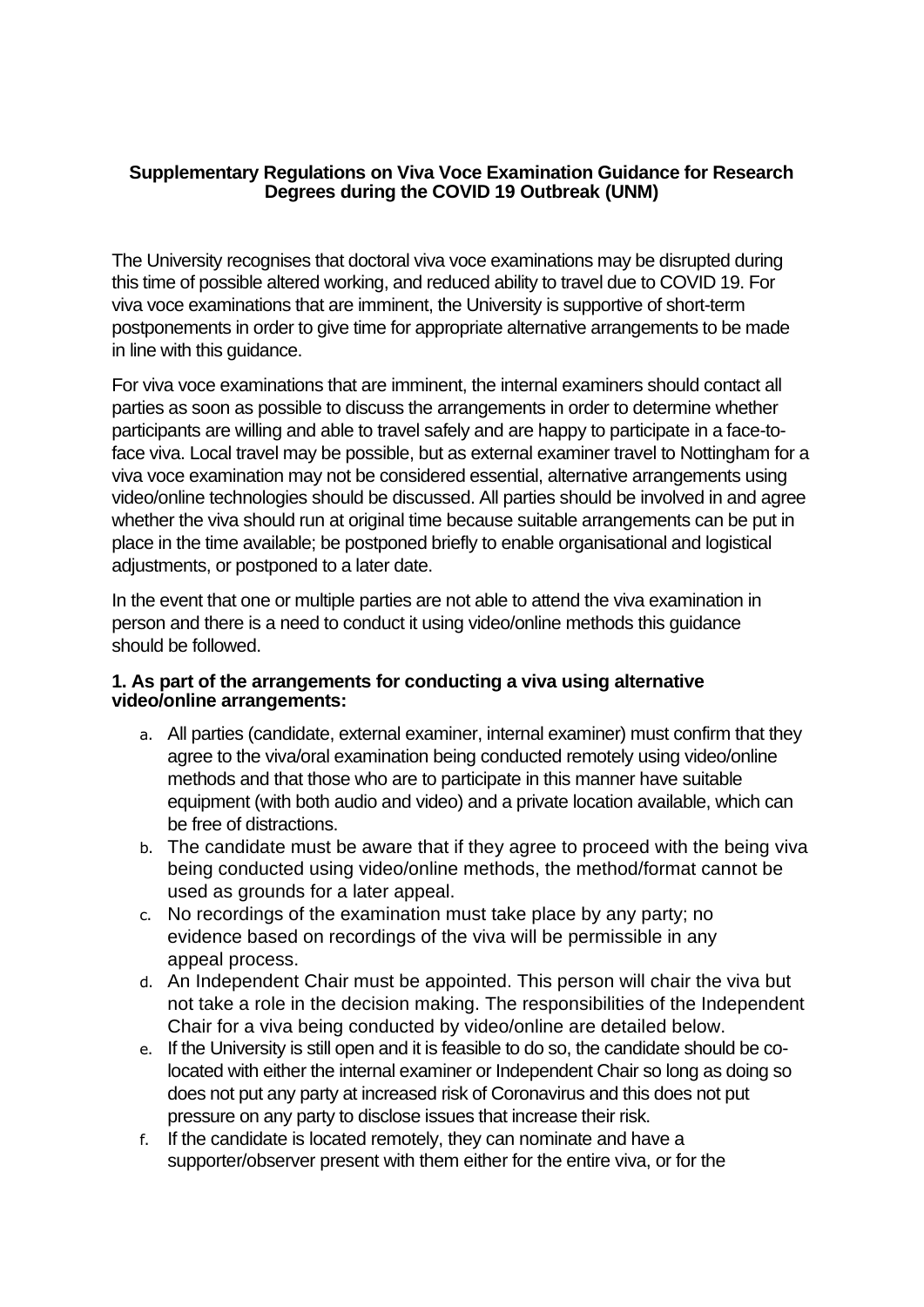**Supplementary Regulations on Viva Voce Examination Guidance for Research Degrees during the COVID 19 Outbreak (UNM)**

The University recognises that doctoral viva voce examinations may be disrupted during this time of possible altered working, and reduced ability to travel due to COVID 19. For viva voce examinations that are imminent, the University is supportive of short-term postponements in order to give time for appropriate alternative arrangements to be made in line with this guidance.

For viva voce examinations that are imminent, the internal examiners should contact all parties as soon as possible to discuss the arrangements in order to determine whether participants are willing and able to travel safely and are happy to participate in a face-to-face viva. Local travel may be possible, but as external examiner travel to Nottingham for a viva voce examination may not be considered essential, alternative arrangements using video/online technologies should be discussed. All parties should be involved in and agree whether the viva should run at original time because suitable arrangements can be put in place in the time available; be postponed briefly to enable organisational and logistical adjustments, or postponed to a later date.

In the event that one or multiple parties are not able to attend the viva examination in person and there is a need to conduct it using video/online methods this guidance should be followed.

**1. As part of the arrangements for conducting a viva using alternative video/online arrangements:**

a. All parties (candidate, external examiner, internal examiner) must confirm that they agree to the viva/oral examination being conducted remotely using video/online methods and that those who are to participate in this manner have suitable equipment (with both audio and video) and a private location available, which can be free of distractions.

b. The candidate must be aware that if they agree to proceed with the being viva being conducted using video/online methods, the method/format cannot be used as grounds for a later appeal.

c. No recordings of the examination must take place by any party; no evidence based on recordings of the viva will be permissible in any appeal process.

d. An Independent Chair must be appointed. This person will chair the viva but not take a role in the decision making. The responsibilities of the Independent Chair for a viva being conducted by video/online are detailed below.

e. If the University is still open and it is feasible to do so, the candidate should be co-located with either the internal examiner or Independent Chair so long as doing so does not put any party at increased risk of Coronavirus and this does not put pressure on any party to disclose issues that increase their risk.

f. If the candidate is located remotely, they can nominate and have a supporter/observer present with them either for the entire viva, or for the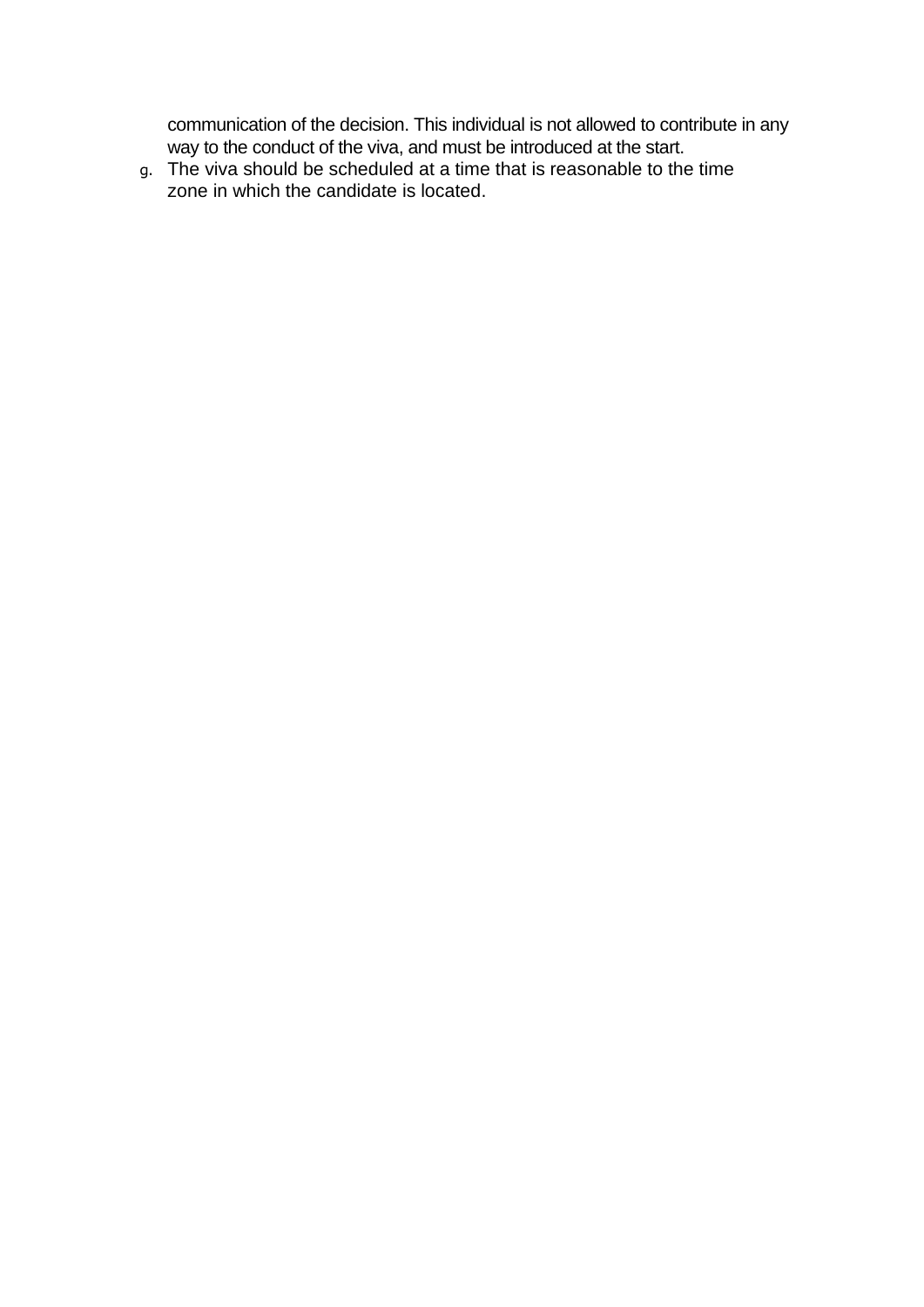communication of the decision. This individual is not allowed to contribute in any way to the conduct of the viva, and must be introduced at the start.

g. The viva should be scheduled at a time that is reasonable to the time zone in which the candidate is located.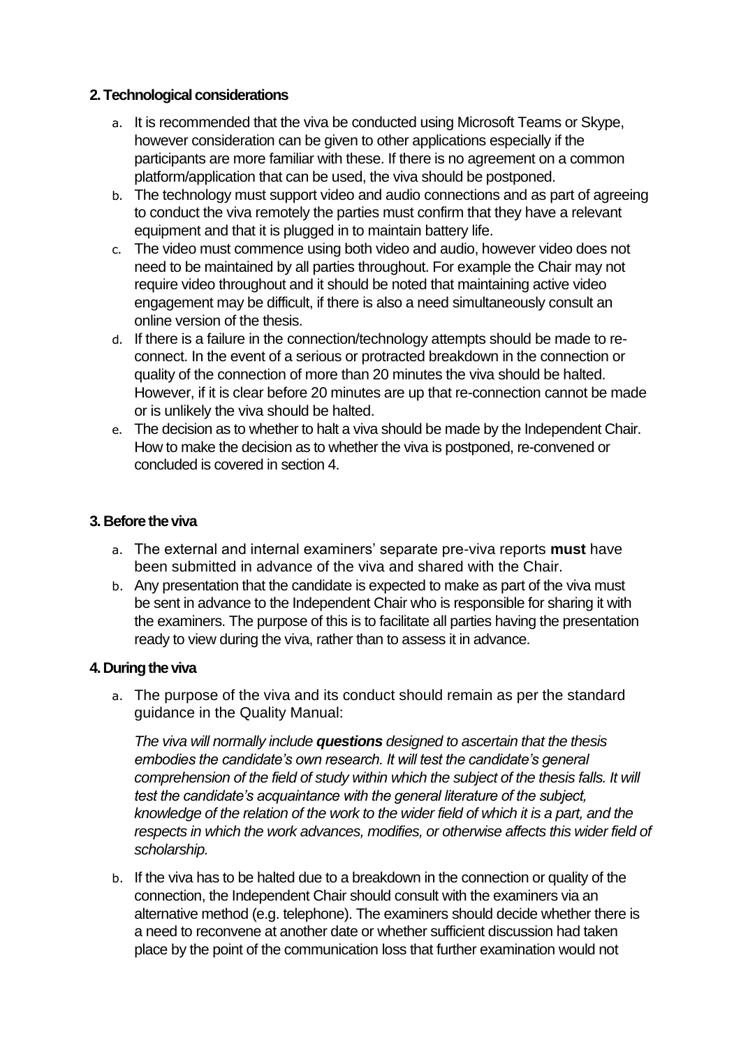## 2. Technological considerations

a. It is recommended that the viva be conducted using Microsoft Teams or Skype, however consideration can be given to other applications especially if the participants are more familiar with these. If there is no agreement on a common platform/application that can be used, the viva should be postponed.

b. The technology must support video and audio connections and as part of agreeing to conduct the viva remotely the parties must confirm that they have a relevant equipment and that it is plugged in to maintain battery life.

c. The video must commence using both video and audio, however video does not need to be maintained by all parties throughout. For example the Chair may not require video throughout and it should be noted that maintaining active video engagement may be difficult, if there is also a need simultaneously consult an online version of the thesis.

d. If there is a failure in the connection/technology attempts should be made to re-connect. In the event of a serious or protracted breakdown in the connection or quality of the connection of more than 20 minutes the viva should be halted. However, if it is clear before 20 minutes are up that re-connection cannot be made or is unlikely the viva should be halted.

e. The decision as to whether to halt a viva should be made by the Independent Chair. How to make the decision as to whether the viva is postponed, re-convened or concluded is covered in section 4.

## 3. Before the viva

a. The external and internal examiners' separate pre-viva reports **must** have been submitted in advance of the viva and shared with the Chair.

b. Any presentation that the candidate is expected to make as part of the viva must be sent in advance to the Independent Chair who is responsible for sharing it with the examiners. The purpose of this is to facilitate all parties having the presentation ready to view during the viva, rather than to assess it in advance.

## 4. During the viva

a. The purpose of the viva and its conduct should remain as per the standard guidance in the Quality Manual:

   *The viva will normally include **questions** designed to ascertain that the thesis embodies the candidate's own research. It will test the candidate's general comprehension of the field of study within which the subject of the thesis falls. It will test the candidate's acquaintance with the general literature of the subject, knowledge of the relation of the work to the wider field of which it is a part, and the respects in which the work advances, modifies, or otherwise affects this wider field of scholarship.*

b. If the viva has to be halted due to a breakdown in the connection or quality of the connection, the Independent Chair should consult with the examiners via an alternative method (e.g. telephone). The examiners should decide whether there is a need to reconvene at another date or whether sufficient discussion had taken place by the point of the communication loss that further examination would not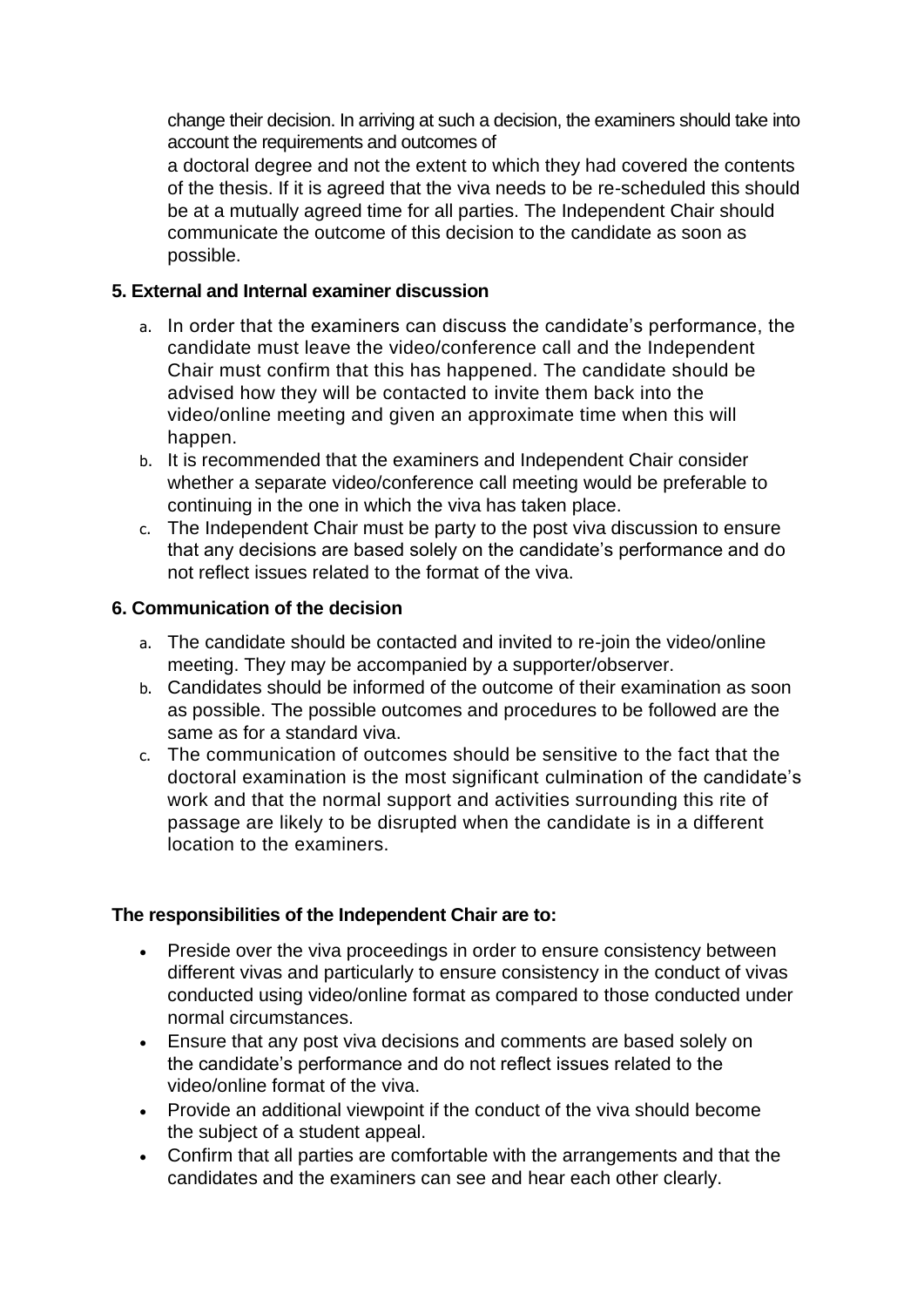change their decision. In arriving at such a decision, the examiners should take into account the requirements and outcomes of a doctoral degree and not the extent to which they had covered the contents of the thesis. If it is agreed that the viva needs to be re-scheduled this should be at a mutually agreed time for all parties. The Independent Chair should communicate the outcome of this decision to the candidate as soon as possible.

### 5. External and Internal examiner discussion

a. In order that the examiners can discuss the candidate's performance, the candidate must leave the video/conference call and the Independent Chair must confirm that this has happened. The candidate should be advised how they will be contacted to invite them back into the video/online meeting and given an approximate time when this will happen.
b. It is recommended that the examiners and Independent Chair consider whether a separate video/conference call meeting would be preferable to continuing in the one in which the viva has taken place.
c. The Independent Chair must be party to the post viva discussion to ensure that any decisions are based solely on the candidate's performance and do not reflect issues related to the format of the viva.

### 6. Communication of the decision

a. The candidate should be contacted and invited to re-join the video/online meeting. They may be accompanied by a supporter/observer.
b. Candidates should be informed of the outcome of their examination as soon as possible. The possible outcomes and procedures to be followed are the same as for a standard viva.
c. The communication of outcomes should be sensitive to the fact that the doctoral examination is the most significant culmination of the candidate's work and that the normal support and activities surrounding this rite of passage are likely to be disrupted when the candidate is in a different location to the examiners.

**The responsibilities of the Independent Chair are to:**

- Preside over the viva proceedings in order to ensure consistency between different vivas and particularly to ensure consistency in the conduct of vivas conducted using video/online format as compared to those conducted under normal circumstances.
- Ensure that any post viva decisions and comments are based solely on the candidate's performance and do not reflect issues related to the video/online format of the viva.
- Provide an additional viewpoint if the conduct of the viva should become the subject of a student appeal.
- Confirm that all parties are comfortable with the arrangements and that the candidates and the examiners can see and hear each other clearly.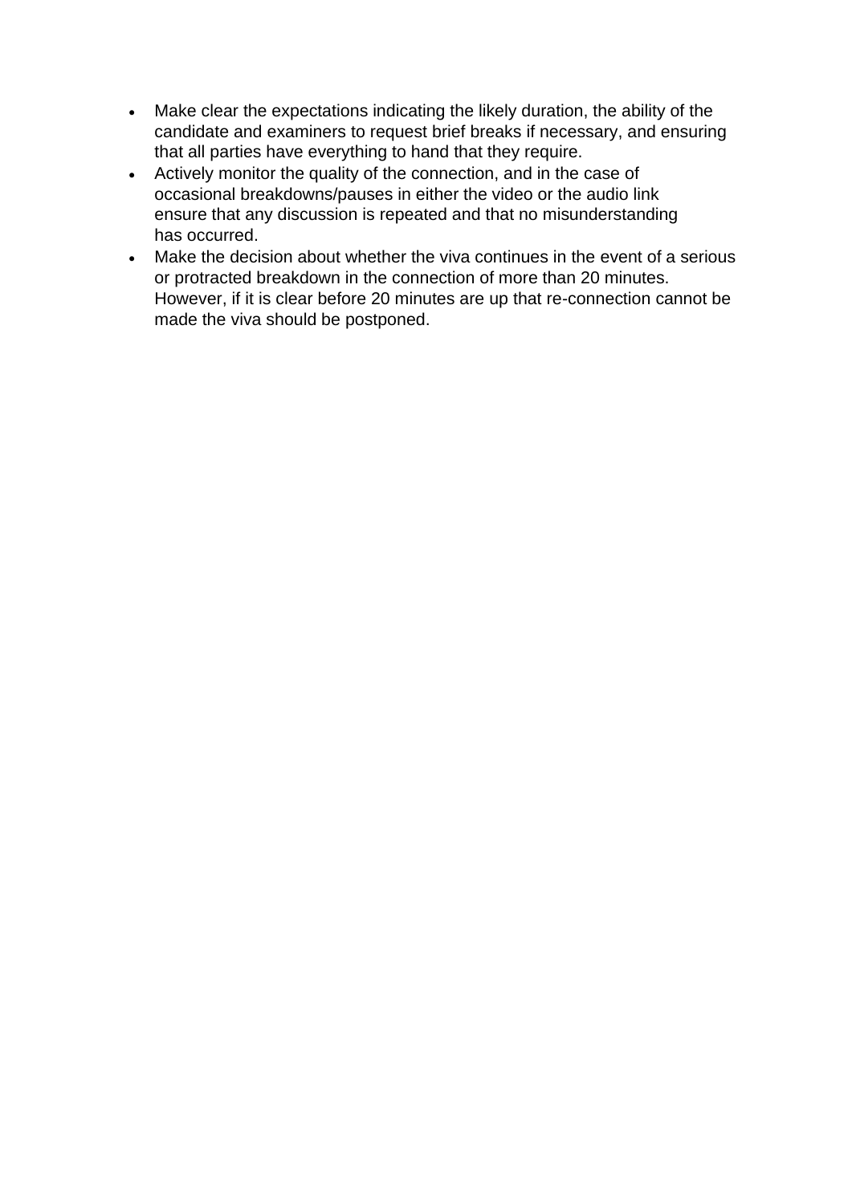- Make clear the expectations indicating the likely duration, the ability of the candidate and examiners to request brief breaks if necessary, and ensuring that all parties have everything to hand that they require.
- Actively monitor the quality of the connection, and in the case of occasional breakdowns/pauses in either the video or the audio link ensure that any discussion is repeated and that no misunderstanding has occurred.
- Make the decision about whether the viva continues in the event of a serious or protracted breakdown in the connection of more than 20 minutes. However, if it is clear before 20 minutes are up that re-connection cannot be made the viva should be postponed.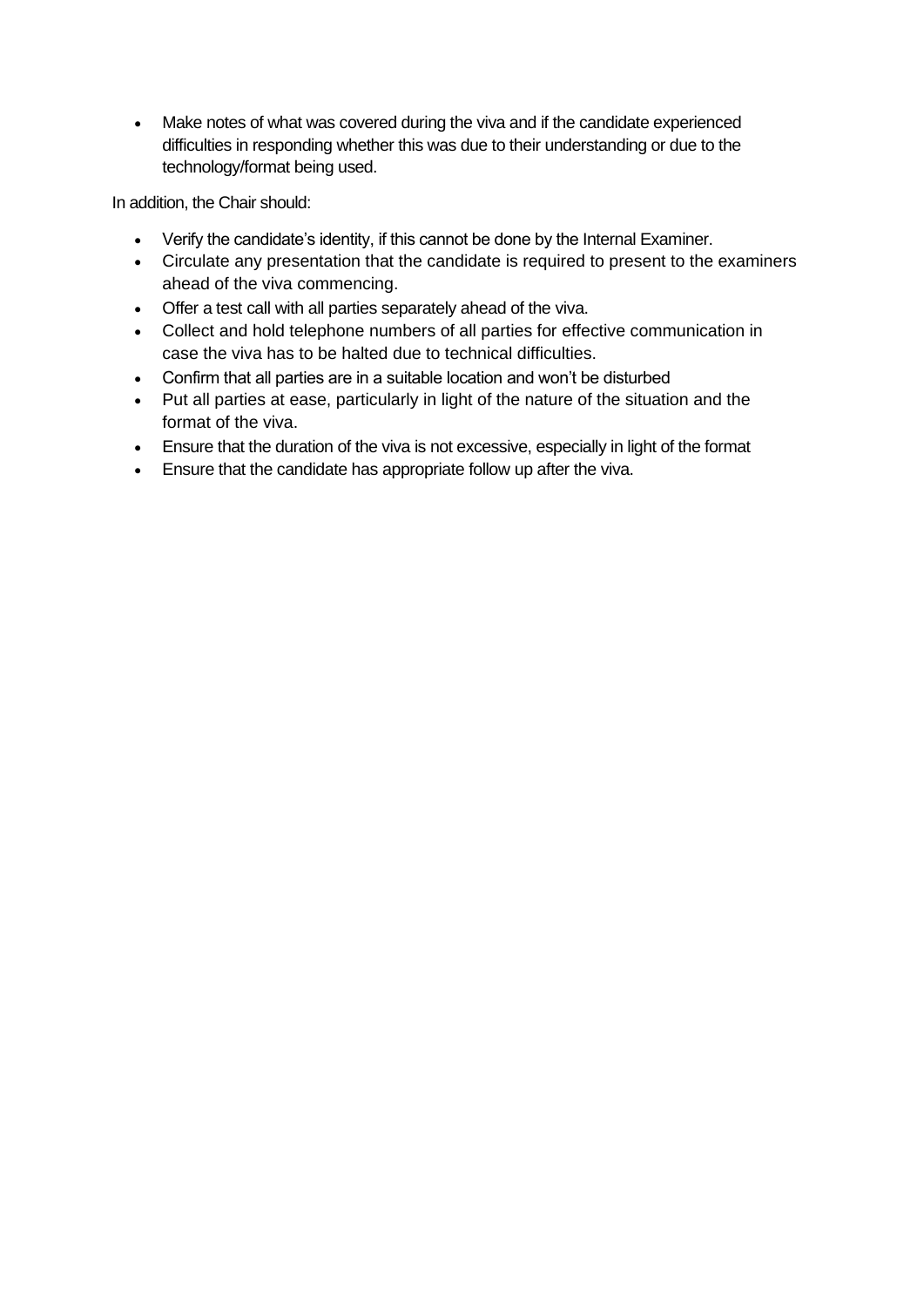- Make notes of what was covered during the viva and if the candidate experienced difficulties in responding whether this was due to their understanding or due to the technology/format being used.

In addition, the Chair should:

- Verify the candidate's identity, if this cannot be done by the Internal Examiner.
- Circulate any presentation that the candidate is required to present to the examiners ahead of the viva commencing.
- Offer a test call with all parties separately ahead of the viva.
- Collect and hold telephone numbers of all parties for effective communication in case the viva has to be halted due to technical difficulties.
- Confirm that all parties are in a suitable location and won't be disturbed
- Put all parties at ease, particularly in light of the nature of the situation and the format of the viva.
- Ensure that the duration of the viva is not excessive, especially in light of the format
- Ensure that the candidate has appropriate follow up after the viva.